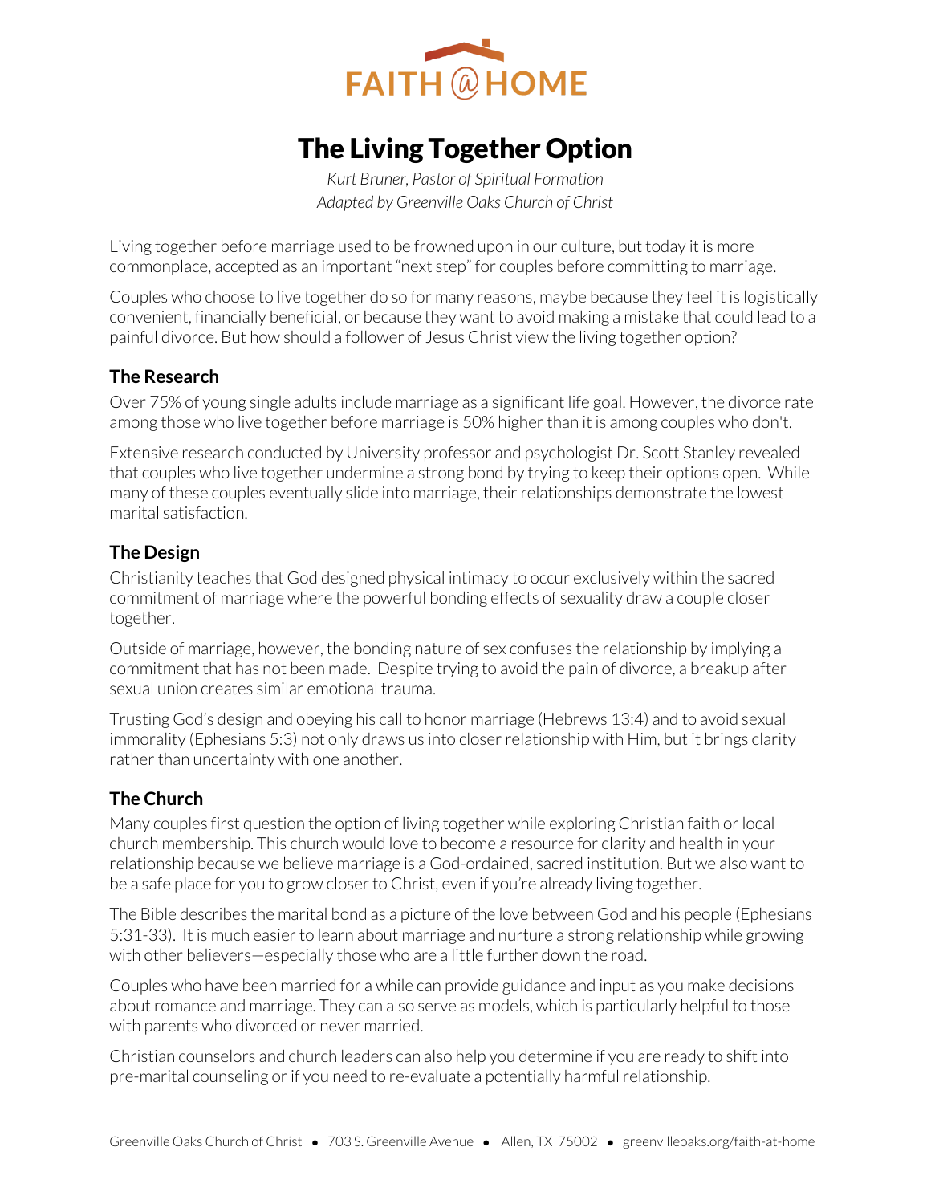FAITH @ HOME

# The Living Together Option

*Kurt Bruner, Pastor of Spiritual Formation*
*Adapted by Greenville Oaks Church of Christ*

Living together before marriage used to be frowned upon in our culture, but today it is more commonplace, accepted as an important "next step" for couples before committing to marriage.

Couples who choose to live together do so for many reasons, maybe because they feel it is logistically convenient, financially beneficial, or because they want to avoid making a mistake that could lead to a painful divorce. But how should a follower of Jesus Christ view the living together option?

## The Research

Over 75% of young single adults include marriage as a significant life goal. However, the divorce rate among those who live together before marriage is 50% higher than it is among couples who don't.

Extensive research conducted by University professor and psychologist Dr. Scott Stanley revealed that couples who live together undermine a strong bond by trying to keep their options open. While many of these couples eventually slide into marriage, their relationships demonstrate the lowest marital satisfaction.

## The Design

Christianity teaches that God designed physical intimacy to occur exclusively within the sacred commitment of marriage where the powerful bonding effects of sexuality draw a couple closer together.

Outside of marriage, however, the bonding nature of sex confuses the relationship by implying a commitment that has not been made. Despite trying to avoid the pain of divorce, a breakup after sexual union creates similar emotional trauma.

Trusting God's design and obeying his call to honor marriage (Hebrews 13:4) and to avoid sexual immorality (Ephesians 5:3) not only draws us into closer relationship with Him, but it brings clarity rather than uncertainty with one another.

## The Church

Many couples first question the option of living together while exploring Christian faith or local church membership. This church would love to become a resource for clarity and health in your relationship because we believe marriage is a God-ordained, sacred institution. But we also want to be a safe place for you to grow closer to Christ, even if you're already living together.

The Bible describes the marital bond as a picture of the love between God and his people (Ephesians 5:31-33). It is much easier to learn about marriage and nurture a strong relationship while growing with other believers—especially those who are a little further down the road.

Couples who have been married for a while can provide guidance and input as you make decisions about romance and marriage. They can also serve as models, which is particularly helpful to those with parents who divorced or never married.

Christian counselors and church leaders can also help you determine if you are ready to shift into pre-marital counseling or if you need to re-evaluate a potentially harmful relationship.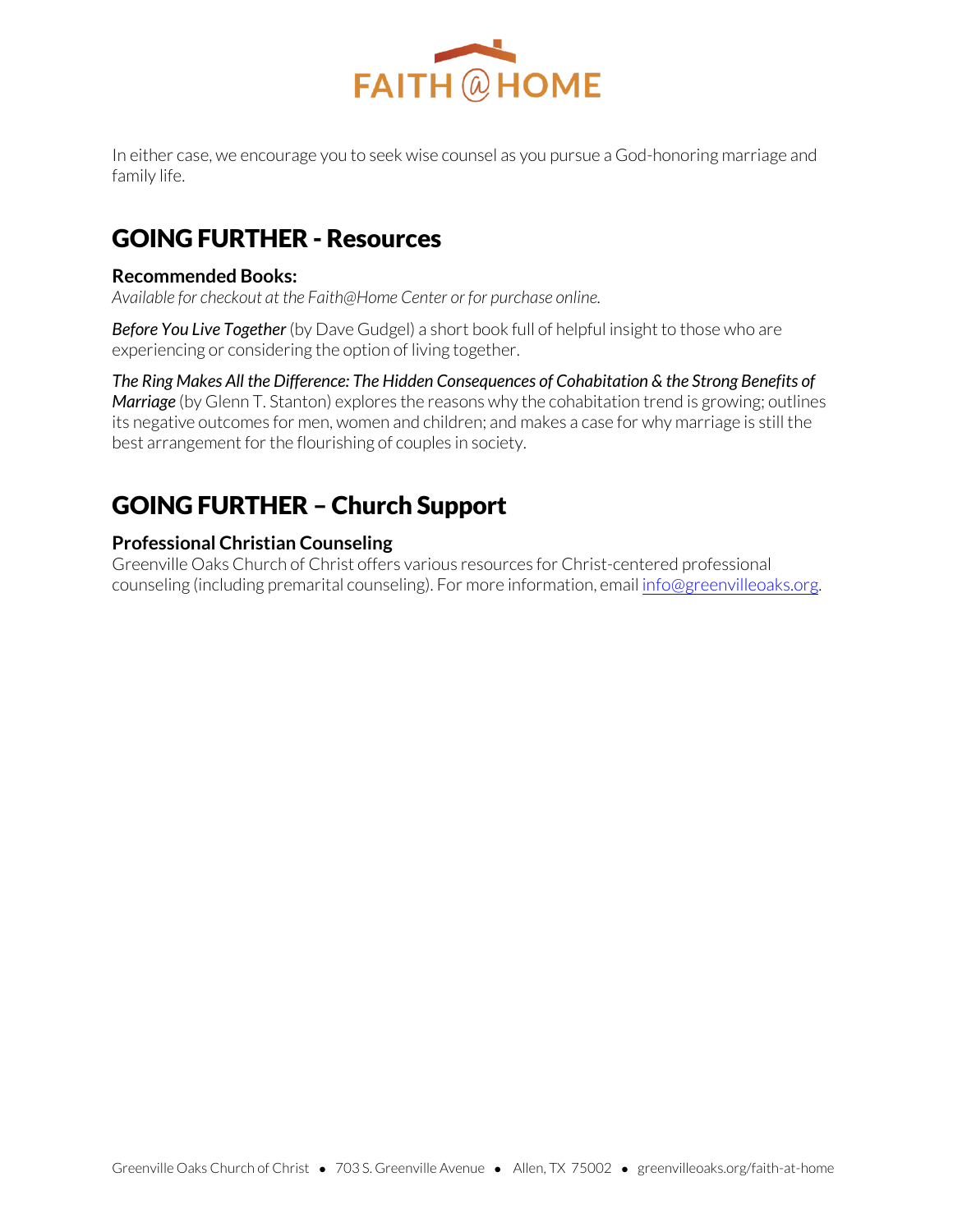In either case, we encourage you to seek wise counsel as you pursue a God-honoring marriage and family life.

## GOING FURTHER - Resources

### Recommended Books:

*Available for checkout at the Faith@Home Center or for purchase online.*

***Before You Live Together*** (by Dave Gudgel) a short book full of helpful insight to those who are experiencing or considering the option of living together.

***The Ring Makes All the Difference: The Hidden Consequences of Cohabitation & the Strong Benefits of Marriage*** (by Glenn T. Stanton) explores the reasons why the cohabitation trend is growing; outlines its negative outcomes for men, women and children; and makes a case for why marriage is still the best arrangement for the flourishing of couples in society.

## GOING FURTHER – Church Support

### Professional Christian Counseling

Greenville Oaks Church of Christ offers various resources for Christ-centered professional counseling (including premarital counseling). For more information, email info@greenvilleoaks.org.